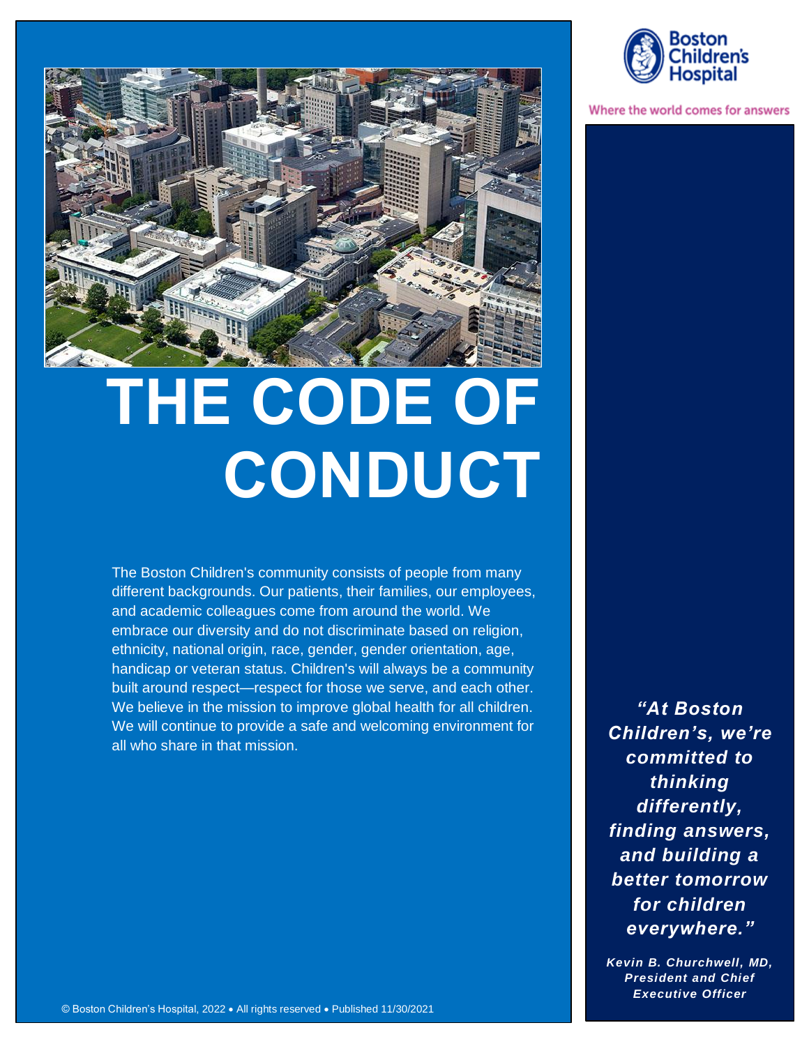Boston Children's Hospital

Where the world comes for answers

# THE CODE OF CONDUCT

The Boston Children's community consists of people from many different backgrounds. Our patients, their families, our employees, and academic colleagues come from around the world. We embrace our diversity and do not discriminate based on religion, ethnicity, national origin, race, gender, gender orientation, age, handicap or veteran status. Children's will always be a community built around respect—respect for those we serve, and each other. We believe in the mission to improve global health for all children. We will continue to provide a safe and welcoming environment for all who share in that mission.

***"At Boston Children's, we're committed to thinking differently, finding answers, and building a better tomorrow for children everywhere."***

***Kevin B. Churchwell, MD, President and Chief Executive Officer***

© Boston Children's Hospital, 2022 • All rights reserved • Published 11/30/2021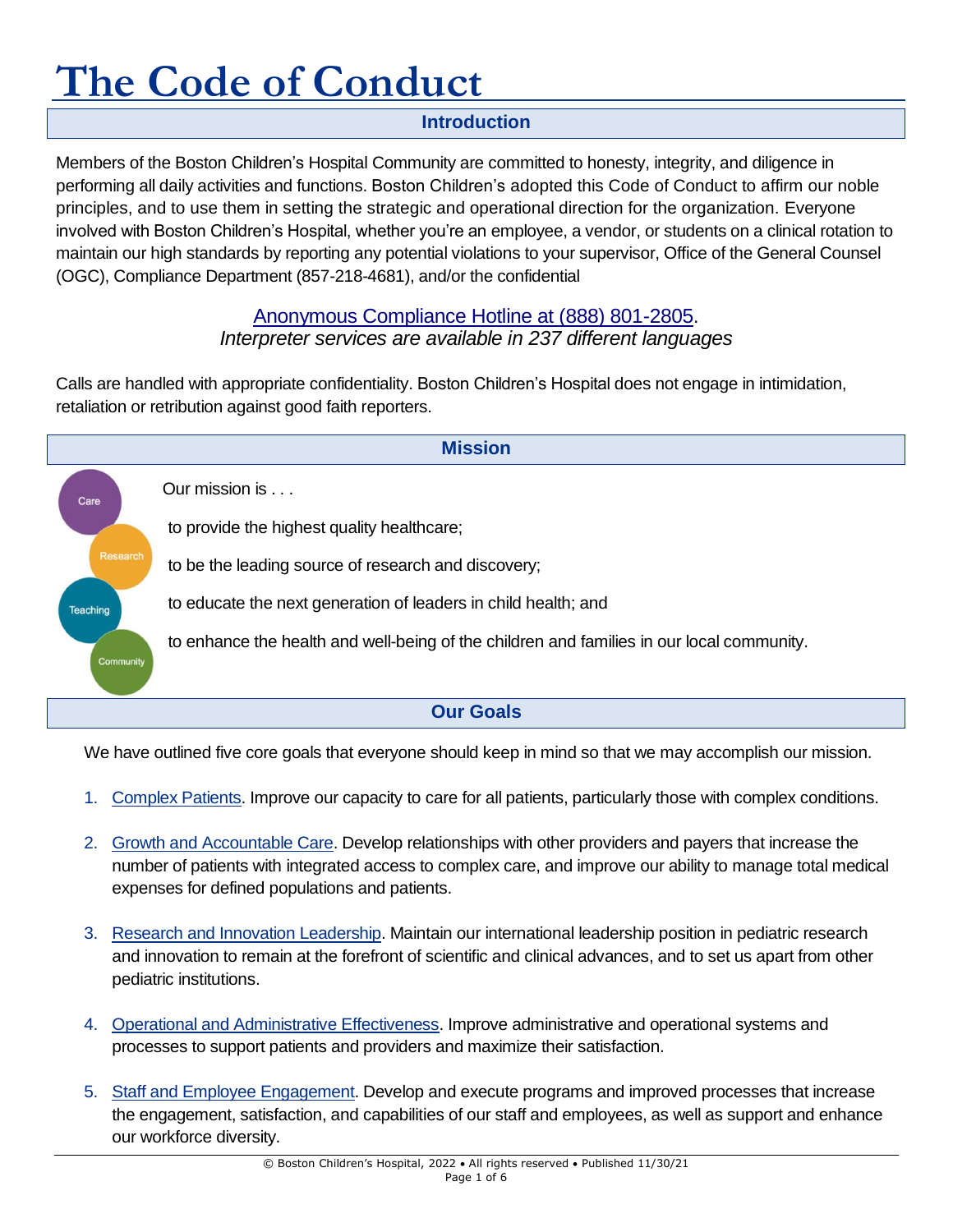# The Code of Conduct

## Introduction

Members of the Boston Children's Hospital Community are committed to honesty, integrity, and diligence in performing all daily activities and functions. Boston Children's adopted this Code of Conduct to affirm our noble principles, and to use them in setting the strategic and operational direction for the organization. Everyone involved with Boston Children's Hospital, whether you're an employee, a vendor, or students on a clinical rotation to maintain our high standards by reporting any potential violations to your supervisor, Office of the General Counsel (OGC), Compliance Department (857-218-4681), and/or the confidential

Anonymous Compliance Hotline at (888) 801-2805.
*Interpreter services are available in 237 different languages*

Calls are handled with appropriate confidentiality. Boston Children's Hospital does not engage in intimidation, retaliation or retribution against good faith reporters.

## Mission

Care | Research | Teaching | Community

Our mission is . . .

to provide the highest quality healthcare;

to be the leading source of research and discovery;

to educate the next generation of leaders in child health; and

to enhance the health and well-being of the children and families in our local community.

## Our Goals

We have outlined five core goals that everyone should keep in mind so that we may accomplish our mission.

1. Complex Patients. Improve our capacity to care for all patients, particularly those with complex conditions.
2. Growth and Accountable Care. Develop relationships with other providers and payers that increase the number of patients with integrated access to complex care, and improve our ability to manage total medical expenses for defined populations and patients.
3. Research and Innovation Leadership. Maintain our international leadership position in pediatric research and innovation to remain at the forefront of scientific and clinical advances, and to set us apart from other pediatric institutions.
4. Operational and Administrative Effectiveness. Improve administrative and operational systems and processes to support patients and providers and maximize their satisfaction.
5. Staff and Employee Engagement. Develop and execute programs and improved processes that increase the engagement, satisfaction, and capabilities of our staff and employees, as well as support and enhance our workforce diversity.

© Boston Children's Hospital, 2022 • All rights reserved • Published 11/30/21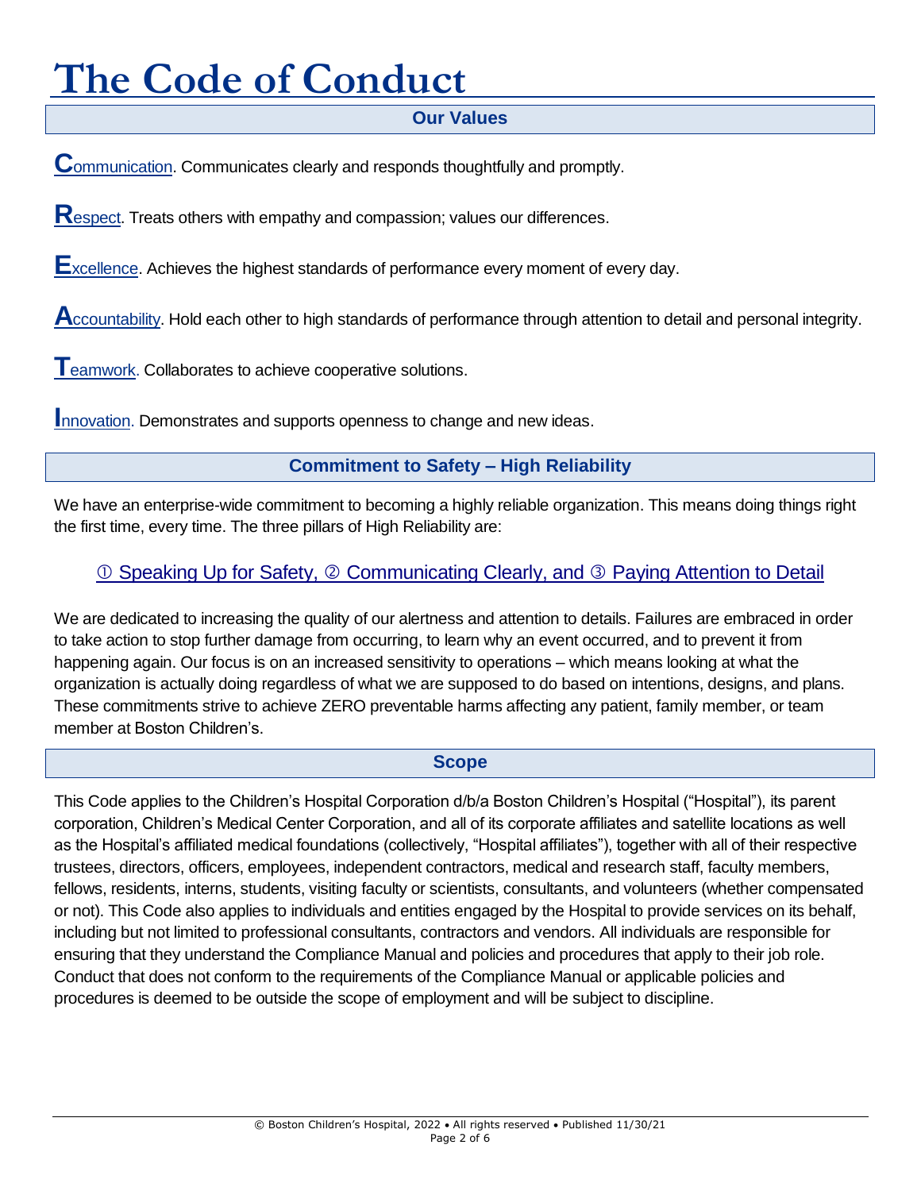# The Code of Conduct

## Our Values

**C**ommunication. Communicates clearly and responds thoughtfully and promptly.

**R**espect. Treats others with empathy and compassion; values our differences.

**E**xcellence. Achieves the highest standards of performance every moment of every day.

**A**ccountability. Hold each other to high standards of performance through attention to detail and personal integrity.

**T**eamwork. Collaborates to achieve cooperative solutions.

**I**nnovation. Demonstrates and supports openness to change and new ideas.

## Commitment to Safety – High Reliability

We have an enterprise-wide commitment to becoming a highly reliable organization. This means doing things right the first time, every time. The three pillars of High Reliability are:

① Speaking Up for Safety, ② Communicating Clearly, and ③ Paying Attention to Detail

We are dedicated to increasing the quality of our alertness and attention to details. Failures are embraced in order to take action to stop further damage from occurring, to learn why an event occurred, and to prevent it from happening again. Our focus is on an increased sensitivity to operations – which means looking at what the organization is actually doing regardless of what we are supposed to do based on intentions, designs, and plans. These commitments strive to achieve ZERO preventable harms affecting any patient, family member, or team member at Boston Children's.

## Scope

This Code applies to the Children's Hospital Corporation d/b/a Boston Children's Hospital ("Hospital"), its parent corporation, Children's Medical Center Corporation, and all of its corporate affiliates and satellite locations as well as the Hospital's affiliated medical foundations (collectively, "Hospital affiliates"), together with all of their respective trustees, directors, officers, employees, independent contractors, medical and research staff, faculty members, fellows, residents, interns, students, visiting faculty or scientists, consultants, and volunteers (whether compensated or not). This Code also applies to individuals and entities engaged by the Hospital to provide services on its behalf, including but not limited to professional consultants, contractors and vendors. All individuals are responsible for ensuring that they understand the Compliance Manual and policies and procedures that apply to their job role. Conduct that does not conform to the requirements of the Compliance Manual or applicable policies and procedures is deemed to be outside the scope of employment and will be subject to discipline.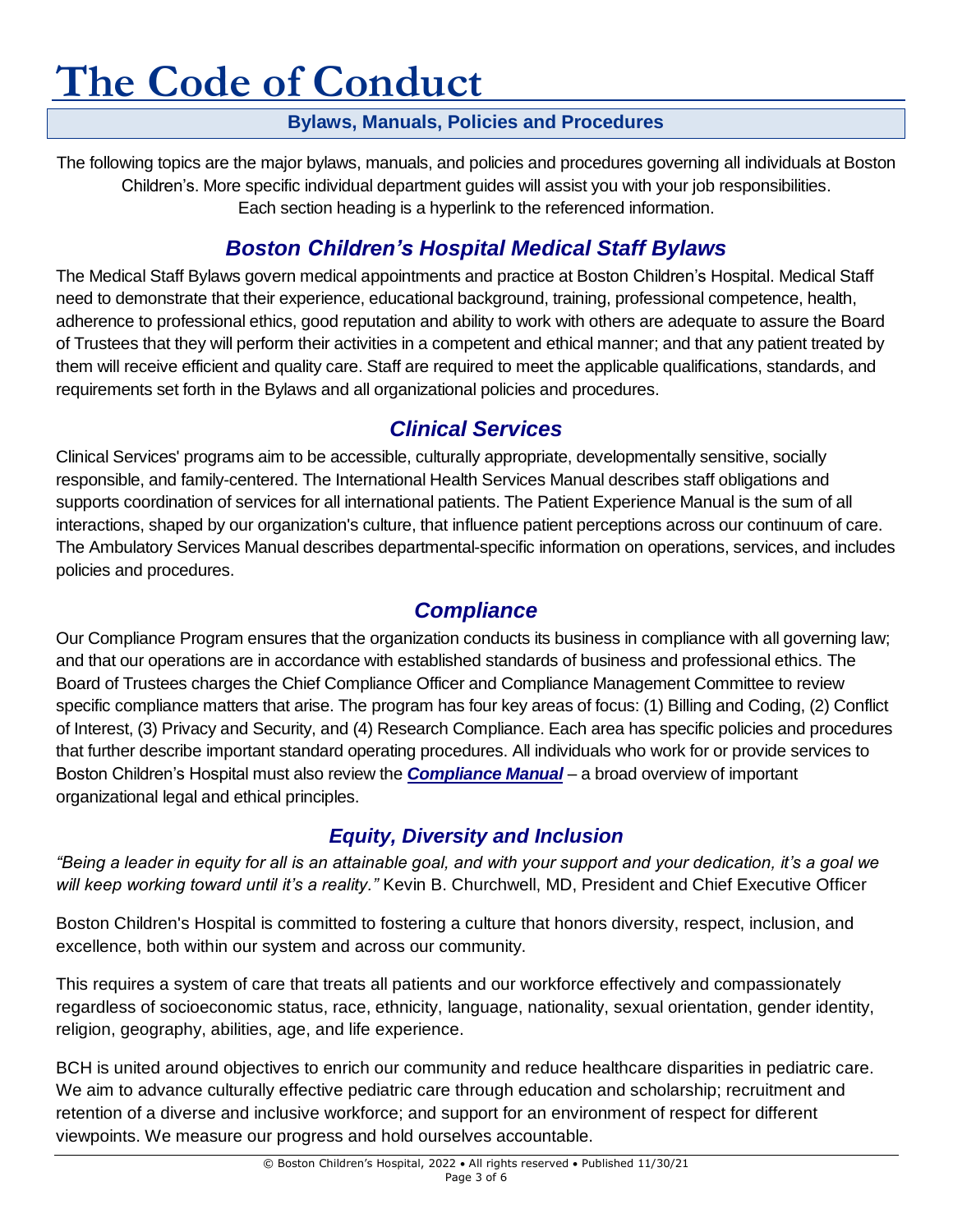# The Code of Conduct

## Bylaws, Manuals, Policies and Procedures

The following topics are the major bylaws, manuals, and policies and procedures governing all individuals at Boston Children's. More specific individual department guides will assist you with your job responsibilities. Each section heading is a hyperlink to the referenced information.

### *Boston Children's Hospital Medical Staff Bylaws*

The Medical Staff Bylaws govern medical appointments and practice at Boston Children's Hospital. Medical Staff need to demonstrate that their experience, educational background, training, professional competence, health, adherence to professional ethics, good reputation and ability to work with others are adequate to assure the Board of Trustees that they will perform their activities in a competent and ethical manner; and that any patient treated by them will receive efficient and quality care. Staff are required to meet the applicable qualifications, standards, and requirements set forth in the Bylaws and all organizational policies and procedures.

### *Clinical Services*

Clinical Services' programs aim to be accessible, culturally appropriate, developmentally sensitive, socially responsible, and family-centered. The International Health Services Manual describes staff obligations and supports coordination of services for all international patients. The Patient Experience Manual is the sum of all interactions, shaped by our organization's culture, that influence patient perceptions across our continuum of care. The Ambulatory Services Manual describes departmental-specific information on operations, services, and includes policies and procedures.

### *Compliance*

Our Compliance Program ensures that the organization conducts its business in compliance with all governing law; and that our operations are in accordance with established standards of business and professional ethics. The Board of Trustees charges the Chief Compliance Officer and Compliance Management Committee to review specific compliance matters that arise. The program has four key areas of focus: (1) Billing and Coding, (2) Conflict of Interest, (3) Privacy and Security, and (4) Research Compliance. Each area has specific policies and procedures that further describe important standard operating procedures. All individuals who work for or provide services to Boston Children's Hospital must also review the ***Compliance Manual*** – a broad overview of important organizational legal and ethical principles.

### *Equity, Diversity and Inclusion*

*"Being a leader in equity for all is an attainable goal, and with your support and your dedication, it's a goal we will keep working toward until it's a reality."* Kevin B. Churchwell, MD, President and Chief Executive Officer

Boston Children's Hospital is committed to fostering a culture that honors diversity, respect, inclusion, and excellence, both within our system and across our community.

This requires a system of care that treats all patients and our workforce effectively and compassionately regardless of socioeconomic status, race, ethnicity, language, nationality, sexual orientation, gender identity, religion, geography, abilities, age, and life experience.

BCH is united around objectives to enrich our community and reduce healthcare disparities in pediatric care. We aim to advance culturally effective pediatric care through education and scholarship; recruitment and retention of a diverse and inclusive workforce; and support for an environment of respect for different viewpoints. We measure our progress and hold ourselves accountable.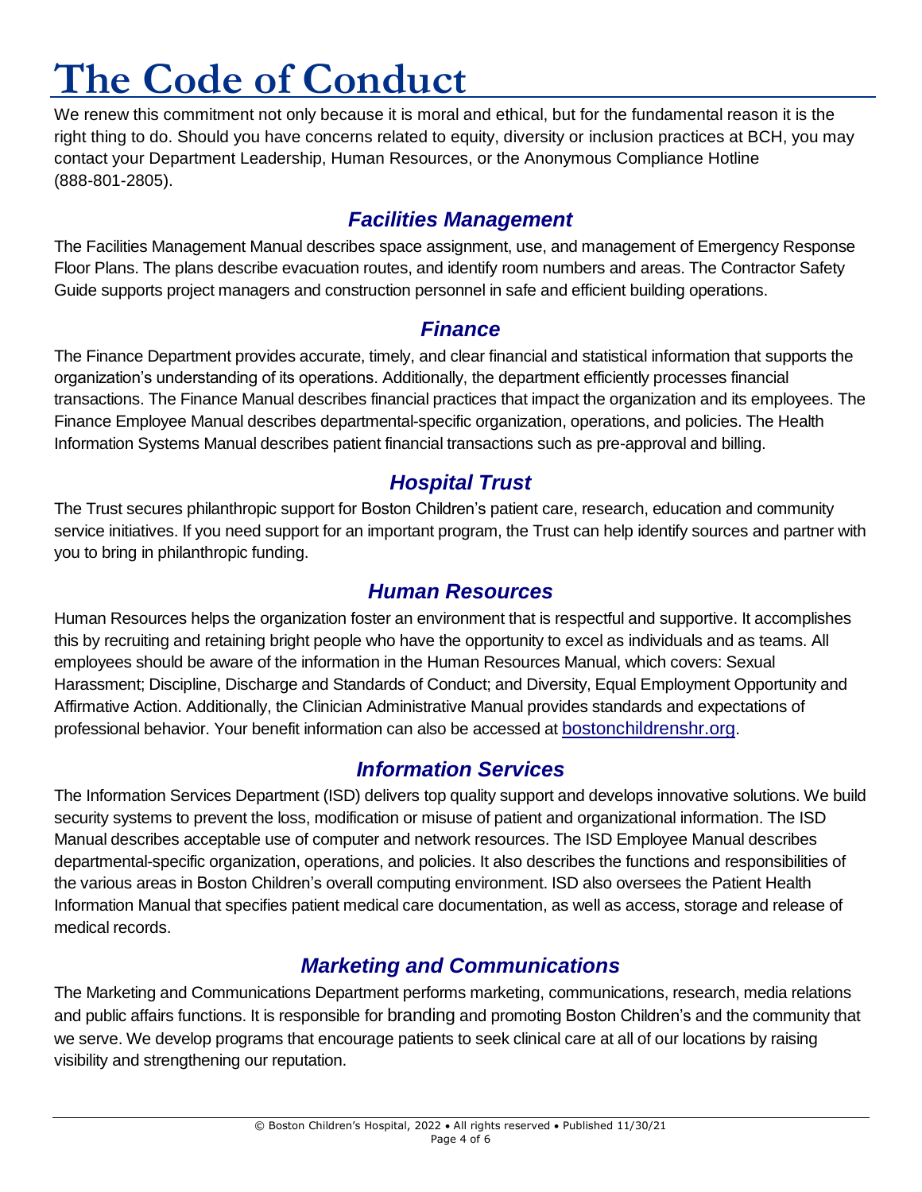# The Code of Conduct

We renew this commitment not only because it is moral and ethical, but for the fundamental reason it is the right thing to do. Should you have concerns related to equity, diversity or inclusion practices at BCH, you may contact your Department Leadership, Human Resources, or the Anonymous Compliance Hotline (888-801-2805).

## *Facilities Management*

The Facilities Management Manual describes space assignment, use, and management of Emergency Response Floor Plans. The plans describe evacuation routes, and identify room numbers and areas. The Contractor Safety Guide supports project managers and construction personnel in safe and efficient building operations.

## *Finance*

The Finance Department provides accurate, timely, and clear financial and statistical information that supports the organization's understanding of its operations. Additionally, the department efficiently processes financial transactions. The Finance Manual describes financial practices that impact the organization and its employees. The Finance Employee Manual describes departmental-specific organization, operations, and policies. The Health Information Systems Manual describes patient financial transactions such as pre-approval and billing.

## *Hospital Trust*

The Trust secures philanthropic support for Boston Children's patient care, research, education and community service initiatives. If you need support for an important program, the Trust can help identify sources and partner with you to bring in philanthropic funding.

## *Human Resources*

Human Resources helps the organization foster an environment that is respectful and supportive. It accomplishes this by recruiting and retaining bright people who have the opportunity to excel as individuals and as teams. All employees should be aware of the information in the Human Resources Manual, which covers: Sexual Harassment; Discipline, Discharge and Standards of Conduct; and Diversity, Equal Employment Opportunity and Affirmative Action. Additionally, the Clinician Administrative Manual provides standards and expectations of professional behavior. Your benefit information can also be accessed at bostonchildrenshr.org.

## *Information Services*

The Information Services Department (ISD) delivers top quality support and develops innovative solutions. We build security systems to prevent the loss, modification or misuse of patient and organizational information. The ISD Manual describes acceptable use of computer and network resources. The ISD Employee Manual describes departmental-specific organization, operations, and policies. It also describes the functions and responsibilities of the various areas in Boston Children's overall computing environment. ISD also oversees the Patient Health Information Manual that specifies patient medical care documentation, as well as access, storage and release of medical records.

## *Marketing and Communications*

The Marketing and Communications Department performs marketing, communications, research, media relations and public affairs functions. It is responsible for branding and promoting Boston Children's and the community that we serve. We develop programs that encourage patients to seek clinical care at all of our locations by raising visibility and strengthening our reputation.

© Boston Children's Hospital, 2022 • All rights reserved • Published 11/30/21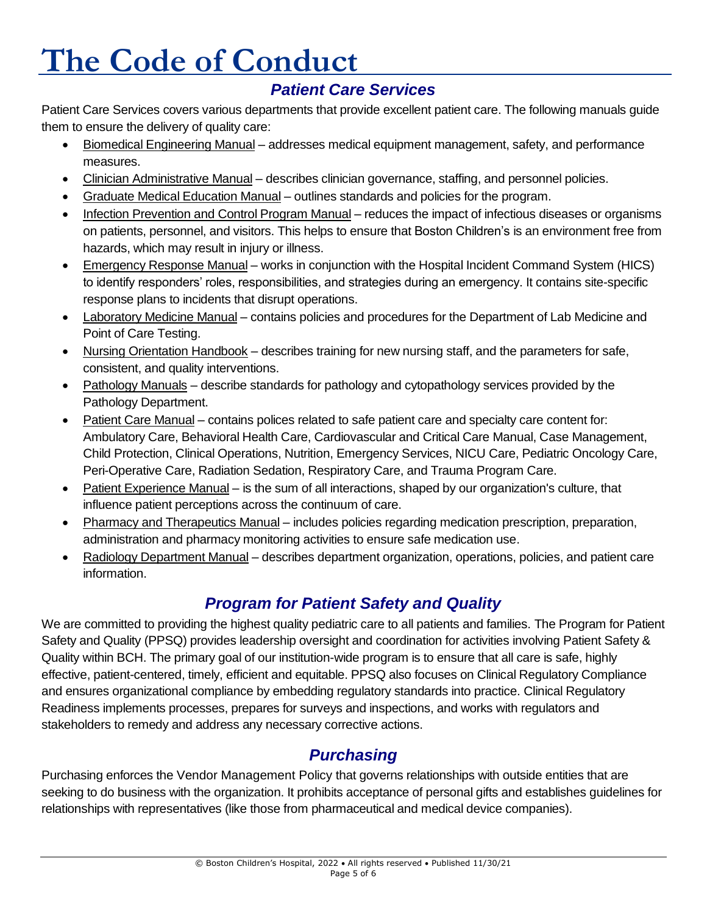# The Code of Conduct

## *Patient Care Services*

Patient Care Services covers various departments that provide excellent patient care. The following manuals guide them to ensure the delivery of quality care:

- Biomedical Engineering Manual – addresses medical equipment management, safety, and performance measures.
- Clinician Administrative Manual – describes clinician governance, staffing, and personnel policies.
- Graduate Medical Education Manual – outlines standards and policies for the program.
- Infection Prevention and Control Program Manual – reduces the impact of infectious diseases or organisms on patients, personnel, and visitors. This helps to ensure that Boston Children's is an environment free from hazards, which may result in injury or illness.
- Emergency Response Manual – works in conjunction with the Hospital Incident Command System (HICS) to identify responders' roles, responsibilities, and strategies during an emergency. It contains site-specific response plans to incidents that disrupt operations.
- Laboratory Medicine Manual – contains policies and procedures for the Department of Lab Medicine and Point of Care Testing.
- Nursing Orientation Handbook – describes training for new nursing staff, and the parameters for safe, consistent, and quality interventions.
- Pathology Manuals – describe standards for pathology and cytopathology services provided by the Pathology Department.
- Patient Care Manual – contains polices related to safe patient care and specialty care content for: Ambulatory Care, Behavioral Health Care, Cardiovascular and Critical Care Manual, Case Management, Child Protection, Clinical Operations, Nutrition, Emergency Services, NICU Care, Pediatric Oncology Care, Peri-Operative Care, Radiation Sedation, Respiratory Care, and Trauma Program Care.
- Patient Experience Manual – is the sum of all interactions, shaped by our organization's culture, that influence patient perceptions across the continuum of care.
- Pharmacy and Therapeutics Manual – includes policies regarding medication prescription, preparation, administration and pharmacy monitoring activities to ensure safe medication use.
- Radiology Department Manual – describes department organization, operations, policies, and patient care information.

## *Program for Patient Safety and Quality*

We are committed to providing the highest quality pediatric care to all patients and families. The Program for Patient Safety and Quality (PPSQ) provides leadership oversight and coordination for activities involving Patient Safety & Quality within BCH. The primary goal of our institution-wide program is to ensure that all care is safe, highly effective, patient-centered, timely, efficient and equitable. PPSQ also focuses on Clinical Regulatory Compliance and ensures organizational compliance by embedding regulatory standards into practice. Clinical Regulatory Readiness implements processes, prepares for surveys and inspections, and works with regulators and stakeholders to remedy and address any necessary corrective actions.

## *Purchasing*

Purchasing enforces the Vendor Management Policy that governs relationships with outside entities that are seeking to do business with the organization. It prohibits acceptance of personal gifts and establishes guidelines for relationships with representatives (like those from pharmaceutical and medical device companies).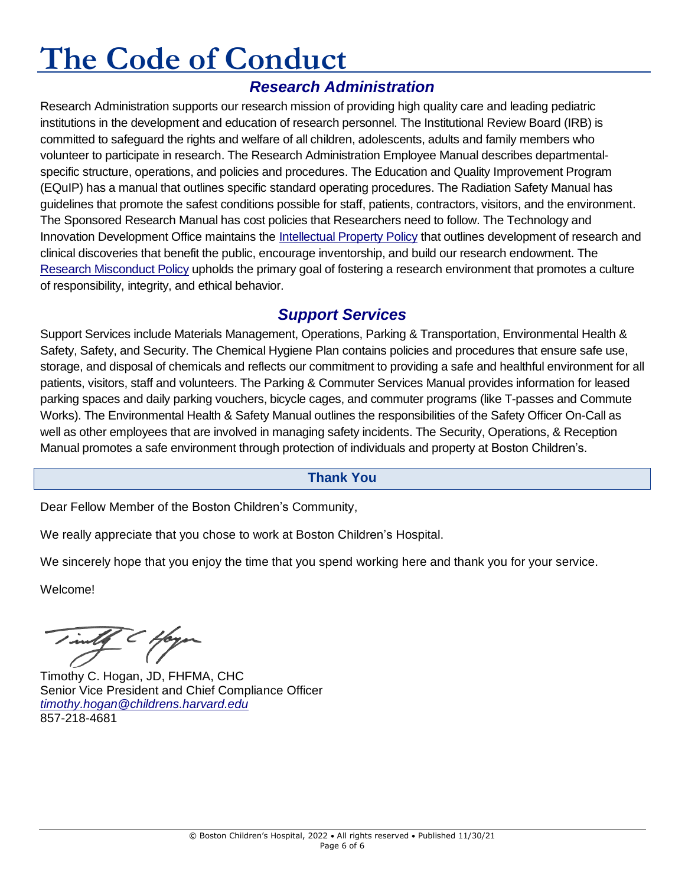# The Code of Conduct

## *Research Administration*

Research Administration supports our research mission of providing high quality care and leading pediatric institutions in the development and education of research personnel. The Institutional Review Board (IRB) is committed to safeguard the rights and welfare of all children, adolescents, adults and family members who volunteer to participate in research. The Research Administration Employee Manual describes departmental-specific structure, operations, and policies and procedures. The Education and Quality Improvement Program (EQuIP) has a manual that outlines specific standard operating procedures. The Radiation Safety Manual has guidelines that promote the safest conditions possible for staff, patients, contractors, visitors, and the environment. The Sponsored Research Manual has cost policies that Researchers need to follow. The Technology and Innovation Development Office maintains the Intellectual Property Policy that outlines development of research and clinical discoveries that benefit the public, encourage inventorship, and build our research endowment. The Research Misconduct Policy upholds the primary goal of fostering a research environment that promotes a culture of responsibility, integrity, and ethical behavior.

## *Support Services*

Support Services include Materials Management, Operations, Parking & Transportation, Environmental Health & Safety, Safety, and Security. The Chemical Hygiene Plan contains policies and procedures that ensure safe use, storage, and disposal of chemicals and reflects our commitment to providing a safe and healthful environment for all patients, visitors, staff and volunteers. The Parking & Commuter Services Manual provides information for leased parking spaces and daily parking vouchers, bicycle cages, and commuter programs (like T-passes and Commute Works). The Environmental Health & Safety Manual outlines the responsibilities of the Safety Officer On-Call as well as other employees that are involved in managing safety incidents. The Security, Operations, & Reception Manual promotes a safe environment through protection of individuals and property at Boston Children's.

## Thank You

Dear Fellow Member of the Boston Children's Community,

We really appreciate that you chose to work at Boston Children's Hospital.

We sincerely hope that you enjoy the time that you spend working here and thank you for your service.

Welcome!

Timothy C. Hogan, JD, FHFMA, CHC
Senior Vice President and Chief Compliance Officer
*timothy.hogan@childrens.harvard.edu*
857-218-4681

© Boston Children's Hospital, 2022 • All rights reserved • Published 11/30/21